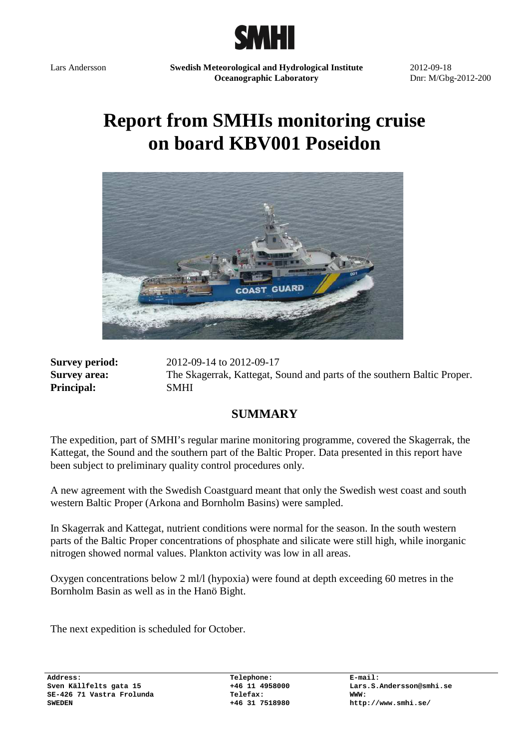SMHI

Lars Andersson | **Swedish Meteorological and Hydrological Institute** | 2012-09-18
**Oceanographic Laboratory** | Dnr: M/Gbg-2012-200

# Report from SMHIs monitoring cruise on board KBV001 Poseidon

**Survey period:** 2012-09-14 to 2012-09-17
**Survey area:** The Skagerrak, Kattegat, Sound and parts of the southern Baltic Proper.
**Principal:** SMHI

## SUMMARY

The expedition, part of SMHI's regular marine monitoring programme, covered the Skagerrak, the Kattegat, the Sound and the southern part of the Baltic Proper. Data presented in this report have been subject to preliminary quality control procedures only.

A new agreement with the Swedish Coastguard meant that only the Swedish west coast and south western Baltic Proper (Arkona and Bornholm Basins) were sampled.

In Skagerrak and Kattegat, nutrient conditions were normal for the season. In the south western parts of the Baltic Proper concentrations of phosphate and silicate were still high, while inorganic nitrogen showed normal values. Plankton activity was low in all areas.

Oxygen concentrations below 2 ml/l (hypoxia) were found at depth exceeding 60 metres in the Bornholm Basin as well as in the Hanö Bight.

The next expedition is scheduled for October.

**Address:**
Sven Källfelts gata 15
SE-426 71 Vastra Frolunda
SWEDEN

**Telephone:**
+46 11 4958000
**Telefax:**
+46 31 7518980

**E-mail:**
Lars.S.Andersson@smhi.se
**WWW:**
http://www.smhi.se/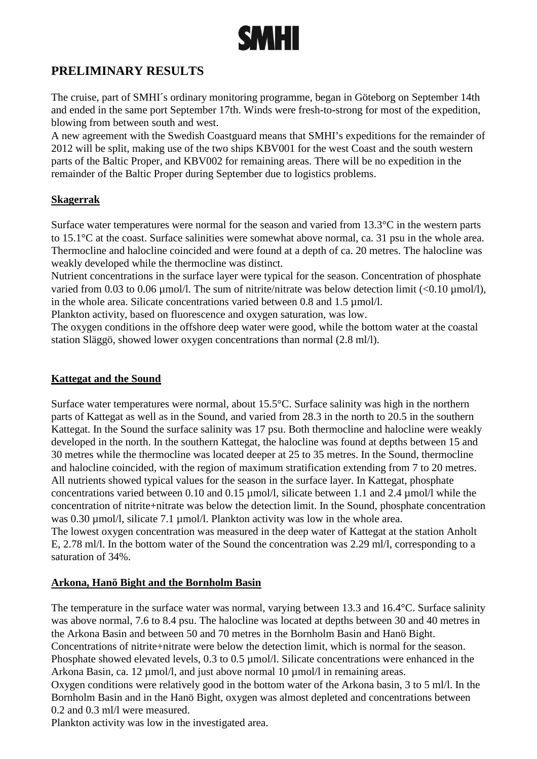# PRELIMINARY RESULTS

The cruise, part of SMHI´s ordinary monitoring programme, began in Göteborg on September 14th and ended in the same port September 17th. Winds were fresh-to-strong for most of the expedition, blowing from between south and west.
A new agreement with the Swedish Coastguard means that SMHI's expeditions for the remainder of 2012 will be split, making use of the two ships KBV001 for the west Coast and the south western parts of the Baltic Proper, and KBV002 for remaining areas. There will be no expedition in the remainder of the Baltic Proper during September due to logistics problems.

## Skagerrak

Surface water temperatures were normal for the season and varied from 13.3°C in the western parts to 15.1°C at the coast. Surface salinities were somewhat above normal, ca. 31 psu in the whole area. Thermocline and halocline coincided and were found at a depth of ca. 20 metres. The halocline was weakly developed while the thermocline was distinct.
Nutrient concentrations in the surface layer were typical for the season. Concentration of phosphate varied from 0.03 to 0.06 µmol/l. The sum of nitrite/nitrate was below detection limit (<0.10 µmol/l), in the whole area. Silicate concentrations varied between 0.8 and 1.5 µmol/l.
Plankton activity, based on fluorescence and oxygen saturation, was low.
The oxygen conditions in the offshore deep water were good, while the bottom water at the coastal station Släggö, showed lower oxygen concentrations than normal (2.8 ml/l).

## Kattegat and the Sound

Surface water temperatures were normal, about 15.5°C. Surface salinity was high in the northern parts of Kattegat as well as in the Sound, and varied from 28.3 in the north to 20.5 in the southern Kattegat. In the Sound the surface salinity was 17 psu. Both thermocline and halocline were weakly developed in the north. In the southern Kattegat, the halocline was found at depths between 15 and 30 metres while the thermocline was located deeper at 25 to 35 metres. In the Sound, thermocline and halocline coincided, with the region of maximum stratification extending from 7 to 20 metres.
All nutrients showed typical values for the season in the surface layer. In Kattegat, phosphate concentrations varied between 0.10 and 0.15 µmol/l, silicate between 1.1 and 2.4 µmol/l while the concentration of nitrite+nitrate was below the detection limit. In the Sound, phosphate concentration was 0.30 µmol/l, silicate 7.1 µmol/l. Plankton activity was low in the whole area.
The lowest oxygen concentration was measured in the deep water of Kattegat at the station Anholt E, 2.78 ml/l. In the bottom water of the Sound the concentration was 2.29 ml/l, corresponding to a saturation of 34%.

## Arkona, Hanö Bight and the Bornholm Basin

The temperature in the surface water was normal, varying between 13.3 and 16.4°C. Surface salinity was above normal, 7.6 to 8.4 psu. The halocline was located at depths between 30 and 40 metres in the Arkona Basin and between 50 and 70 metres in the Bornholm Basin and Hanö Bight.
Concentrations of nitrite+nitrate were below the detection limit, which is normal for the season. Phosphate showed elevated levels, 0.3 to 0.5 µmol/l. Silicate concentrations were enhanced in the Arkona Basin, ca. 12 µmol/l, and just above normal 10 µmol/l in remaining areas.
Oxygen conditions were relatively good in the bottom water of the Arkona basin, 3 to 5 ml/l. In the Bornholm Basin and in the Hanö Bight, oxygen was almost depleted and concentrations between 0.2 and 0.3 ml/l were measured.
Plankton activity was low in the investigated area.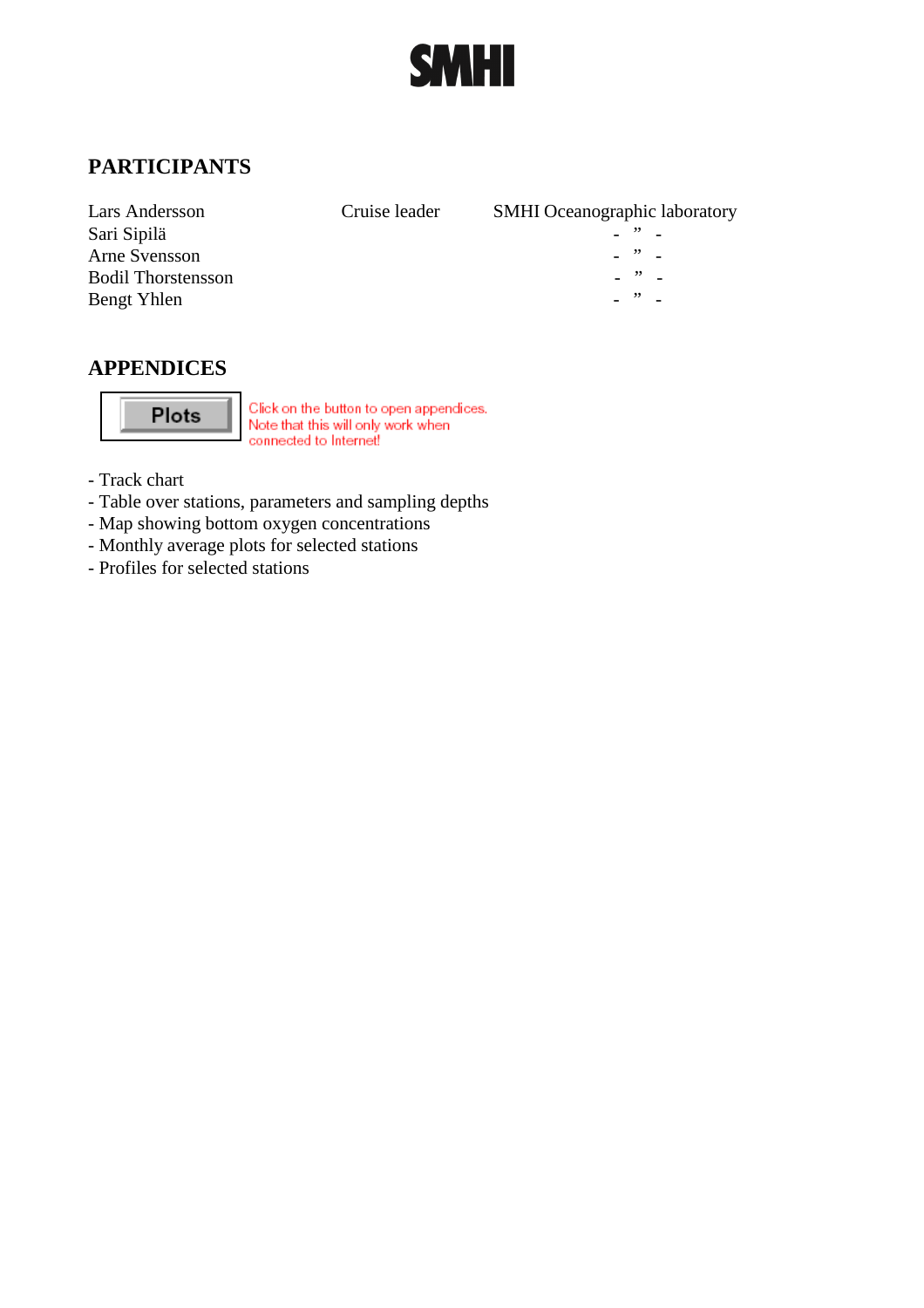SMHI

## PARTICIPANTS

| | | |
|---|---|---|
| Lars Andersson | Cruise leader | SMHI Oceanographic laboratory |
| Sari Sipilä | | - ” - |
| Arne Svensson | | - ” - |
| Bodil Thorstensson | | - ” - |
| Bengt Yhlen | | - ” - |

## APPENDICES

Plots

Click on the button to open appendices. Note that this will only work when connected to Internet!

- Track chart
- Table over stations, parameters and sampling depths
- Map showing bottom oxygen concentrations
- Monthly average plots for selected stations
- Profiles for selected stations